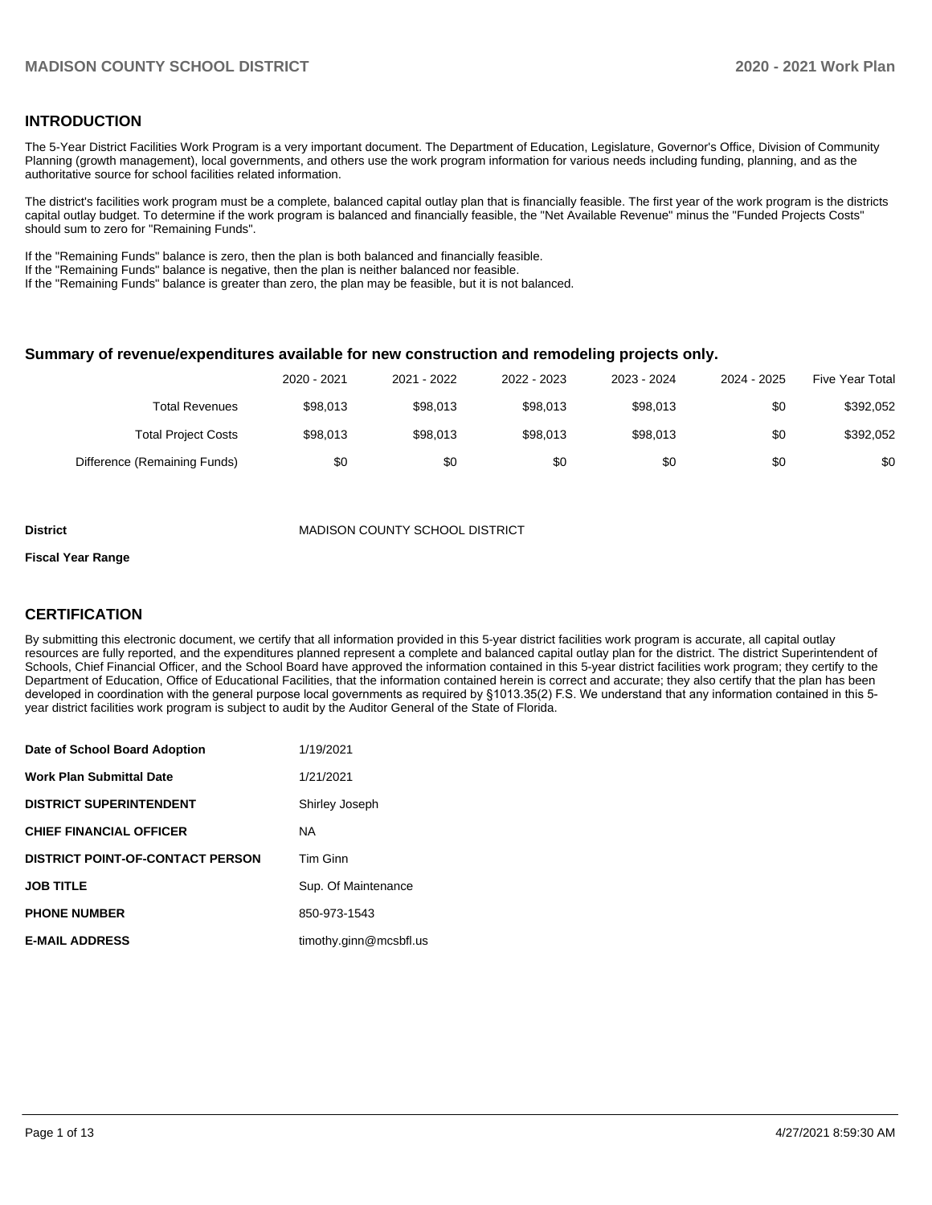## INTRODUCTION

The 5-Year District Facilities Work Program is a very important document. The Department of Education, Legislature, Governor's Office, Division of Community Planning (growth management), local governments, and others use the work program information for various needs including funding, planning, and as the authoritative source for school facilities related information.

The district's facilities work program must be a complete, balanced capital outlay plan that is financially feasible. The first year of the work program is the districts capital outlay budget. To determine if the work program is balanced and financially feasible, the "Net Available Revenue" minus the "Funded Projects Costs" should sum to zero for "Remaining Funds".

If the "Remaining Funds" balance is zero, then the plan is both balanced and financially feasible.
If the "Remaining Funds" balance is negative, then the plan is neither balanced nor feasible.
If the "Remaining Funds" balance is greater than zero, the plan may be feasible, but it is not balanced.

### Summary of revenue/expenditures available for new construction and remodeling projects only.

| | 2020 - 2021 | 2021 - 2022 | 2022 - 2023 | 2023 - 2024 | 2024 - 2025 | Five Year Total |
|---|---|---|---|---|---|---|
| Total Revenues | $98,013 | $98,013 | $98,013 | $98,013 | $0 | $392,052 |
| Total Project Costs | $98,013 | $98,013 | $98,013 | $98,013 | $0 | $392,052 |
| Difference (Remaining Funds) | $0 | $0 | $0 | $0 | $0 | $0 |

**District** MADISON COUNTY SCHOOL DISTRICT

**Fiscal Year Range**

## CERTIFICATION

By submitting this electronic document, we certify that all information provided in this 5-year district facilities work program is accurate, all capital outlay resources are fully reported, and the expenditures planned represent a complete and balanced capital outlay plan for the district. The district Superintendent of Schools, Chief Financial Officer, and the School Board have approved the information contained in this 5-year district facilities work program; they certify to the Department of Education, Office of Educational Facilities, that the information contained herein is correct and accurate; they also certify that the plan has been developed in coordination with the general purpose local governments as required by §1013.35(2) F.S. We understand that any information contained in this 5-year district facilities work program is subject to audit by the Auditor General of the State of Florida.

| | |
|---|---|
| **Date of School Board Adoption** | 1/19/2021 |
| **Work Plan Submittal Date** | 1/21/2021 |
| **DISTRICT SUPERINTENDENT** | Shirley Joseph |
| **CHIEF FINANCIAL OFFICER** | NA |
| **DISTRICT POINT-OF-CONTACT PERSON** | Tim Ginn |
| **JOB TITLE** | Sup. Of Maintenance |
| **PHONE NUMBER** | 850-973-1543 |
| **E-MAIL ADDRESS** | timothy.ginn@mcsbfl.us |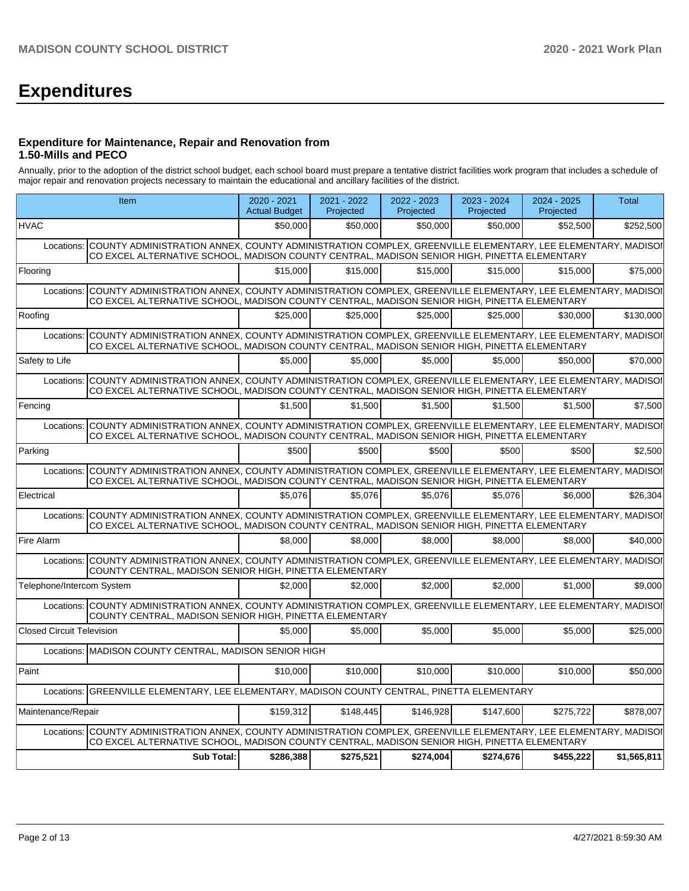# Expenditures

### Expenditure for Maintenance, Repair and Renovation from 1.50-Mills and PECO

Annually, prior to the adoption of the district school budget, each school board must prepare a tentative district facilities work program that includes a schedule of major repair and renovation projects necessary to maintain the educational and ancillary facilities of the district.

| Item | 2020 - 2021 Actual Budget | 2021 - 2022 Projected | 2022 - 2023 Projected | 2023 - 2024 Projected | 2024 - 2025 Projected | Total |
|---|---|---|---|---|---|---|
| HVAC | $50,000 | $50,000 | $50,000 | $50,000 | $52,500 | $252,500 |
| Locations: COUNTY ADMINISTRATION ANNEX, COUNTY ADMINISTRATION COMPLEX, GREENVILLE ELEMENTARY, LEE ELEMENTARY, MADISON CO EXCEL ALTERNATIVE SCHOOL, MADISON COUNTY CENTRAL, MADISON SENIOR HIGH, PINETTA ELEMENTARY | | | | | | |
| Flooring | $15,000 | $15,000 | $15,000 | $15,000 | $15,000 | $75,000 |
| Locations: COUNTY ADMINISTRATION ANNEX, COUNTY ADMINISTRATION COMPLEX, GREENVILLE ELEMENTARY, LEE ELEMENTARY, MADISON CO EXCEL ALTERNATIVE SCHOOL, MADISON COUNTY CENTRAL, MADISON SENIOR HIGH, PINETTA ELEMENTARY | | | | | | |
| Roofing | $25,000 | $25,000 | $25,000 | $25,000 | $30,000 | $130,000 |
| Locations: COUNTY ADMINISTRATION ANNEX, COUNTY ADMINISTRATION COMPLEX, GREENVILLE ELEMENTARY, LEE ELEMENTARY, MADISON CO EXCEL ALTERNATIVE SCHOOL, MADISON COUNTY CENTRAL, MADISON SENIOR HIGH, PINETTA ELEMENTARY | | | | | | |
| Safety to Life | $5,000 | $5,000 | $5,000 | $5,000 | $50,000 | $70,000 |
| Locations: COUNTY ADMINISTRATION ANNEX, COUNTY ADMINISTRATION COMPLEX, GREENVILLE ELEMENTARY, LEE ELEMENTARY, MADISON CO EXCEL ALTERNATIVE SCHOOL, MADISON COUNTY CENTRAL, MADISON SENIOR HIGH, PINETTA ELEMENTARY | | | | | | |
| Fencing | $1,500 | $1,500 | $1,500 | $1,500 | $1,500 | $7,500 |
| Locations: COUNTY ADMINISTRATION ANNEX, COUNTY ADMINISTRATION COMPLEX, GREENVILLE ELEMENTARY, LEE ELEMENTARY, MADISON CO EXCEL ALTERNATIVE SCHOOL, MADISON COUNTY CENTRAL, MADISON SENIOR HIGH, PINETTA ELEMENTARY | | | | | | |
| Parking | $500 | $500 | $500 | $500 | $500 | $2,500 |
| Locations: COUNTY ADMINISTRATION ANNEX, COUNTY ADMINISTRATION COMPLEX, GREENVILLE ELEMENTARY, LEE ELEMENTARY, MADISON CO EXCEL ALTERNATIVE SCHOOL, MADISON COUNTY CENTRAL, MADISON SENIOR HIGH, PINETTA ELEMENTARY | | | | | | |
| Electrical | $5,076 | $5,076 | $5,076 | $5,076 | $6,000 | $26,304 |
| Locations: COUNTY ADMINISTRATION ANNEX, COUNTY ADMINISTRATION COMPLEX, GREENVILLE ELEMENTARY, LEE ELEMENTARY, MADISON CO EXCEL ALTERNATIVE SCHOOL, MADISON COUNTY CENTRAL, MADISON SENIOR HIGH, PINETTA ELEMENTARY | | | | | | |
| Fire Alarm | $8,000 | $8,000 | $8,000 | $8,000 | $8,000 | $40,000 |
| Locations: COUNTY ADMINISTRATION ANNEX, COUNTY ADMINISTRATION COMPLEX, GREENVILLE ELEMENTARY, LEE ELEMENTARY, MADISON COUNTY CENTRAL, MADISON SENIOR HIGH, PINETTA ELEMENTARY | | | | | | |
| Telephone/Intercom System | $2,000 | $2,000 | $2,000 | $2,000 | $1,000 | $9,000 |
| Locations: COUNTY ADMINISTRATION ANNEX, COUNTY ADMINISTRATION COMPLEX, GREENVILLE ELEMENTARY, LEE ELEMENTARY, MADISON COUNTY CENTRAL, MADISON SENIOR HIGH, PINETTA ELEMENTARY | | | | | | |
| Closed Circuit Television | $5,000 | $5,000 | $5,000 | $5,000 | $5,000 | $25,000 |
| Locations: MADISON COUNTY CENTRAL, MADISON SENIOR HIGH | | | | | | |
| Paint | $10,000 | $10,000 | $10,000 | $10,000 | $10,000 | $50,000 |
| Locations: GREENVILLE ELEMENTARY, LEE ELEMENTARY, MADISON COUNTY CENTRAL, PINETTA ELEMENTARY | | | | | | |
| Maintenance/Repair | $159,312 | $148,445 | $146,928 | $147,600 | $275,722 | $878,007 |
| Locations: COUNTY ADMINISTRATION ANNEX, COUNTY ADMINISTRATION COMPLEX, GREENVILLE ELEMENTARY, LEE ELEMENTARY, MADISON CO EXCEL ALTERNATIVE SCHOOL, MADISON COUNTY CENTRAL, MADISON SENIOR HIGH, PINETTA ELEMENTARY | | | | | | |
| **Sub Total:** | **$286,388** | **$275,521** | **$274,004** | **$274,676** | **$455,222** | **$1,565,811** |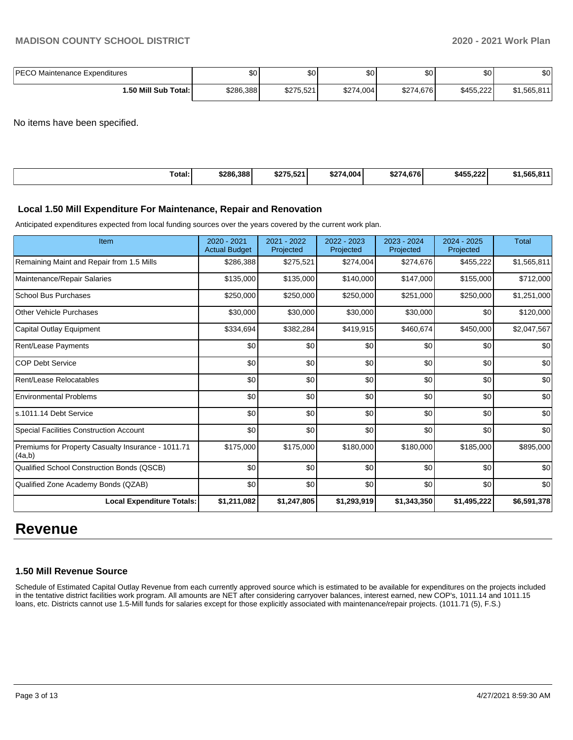| | | | | | | |
|---|---|---|---|---|---|---|
| PECO Maintenance Expenditures | $0 | $0 | $0 | $0 | $0 | $0 |
| **1.50 Mill Sub Total:** | $286,388 | $275,521 | $274,004 | $274,676 | $455,222 | $1,565,811 |

No items have been specified.

| | | | | | | |
|---|---|---|---|---|---|---|
| **Total:** | **$286,388** | **$275,521** | **$274,004** | **$274,676** | **$455,222** | **$1,565,811** |

### Local 1.50 Mill Expenditure For Maintenance, Repair and Renovation

Anticipated expenditures expected from local funding sources over the years covered by the current work plan.

| Item | 2020 - 2021 Actual Budget | 2021 - 2022 Projected | 2022 - 2023 Projected | 2023 - 2024 Projected | 2024 - 2025 Projected | Total |
|---|---|---|---|---|---|---|
| Remaining Maint and Repair from 1.5 Mills | $286,388 | $275,521 | $274,004 | $274,676 | $455,222 | $1,565,811 |
| Maintenance/Repair Salaries | $135,000 | $135,000 | $140,000 | $147,000 | $155,000 | $712,000 |
| School Bus Purchases | $250,000 | $250,000 | $250,000 | $251,000 | $250,000 | $1,251,000 |
| Other Vehicle Purchases | $30,000 | $30,000 | $30,000 | $30,000 | $0 | $120,000 |
| Capital Outlay Equipment | $334,694 | $382,284 | $419,915 | $460,674 | $450,000 | $2,047,567 |
| Rent/Lease Payments | $0 | $0 | $0 | $0 | $0 | $0 |
| COP Debt Service | $0 | $0 | $0 | $0 | $0 | $0 |
| Rent/Lease Relocatables | $0 | $0 | $0 | $0 | $0 | $0 |
| Environmental Problems | $0 | $0 | $0 | $0 | $0 | $0 |
| s.1011.14 Debt Service | $0 | $0 | $0 | $0 | $0 | $0 |
| Special Facilities Construction Account | $0 | $0 | $0 | $0 | $0 | $0 |
| Premiums for Property Casualty Insurance - 1011.71 (4a,b) | $175,000 | $175,000 | $180,000 | $180,000 | $185,000 | $895,000 |
| Qualified School Construction Bonds (QSCB) | $0 | $0 | $0 | $0 | $0 | $0 |
| Qualified Zone Academy Bonds (QZAB) | $0 | $0 | $0 | $0 | $0 | $0 |
| **Local Expenditure Totals:** | **$1,211,082** | **$1,247,805** | **$1,293,919** | **$1,343,350** | **$1,495,222** | **$6,591,378** |

# Revenue

### 1.50 Mill Revenue Source

Schedule of Estimated Capital Outlay Revenue from each currently approved source which is estimated to be available for expenditures on the projects included in the tentative district facilities work program. All amounts are NET after considering carryover balances, interest earned, new COP's, 1011.14 and 1011.15 loans, etc. Districts cannot use 1.5-Mill funds for salaries except for those explicitly associated with maintenance/repair projects. (1011.71 (5), F.S.)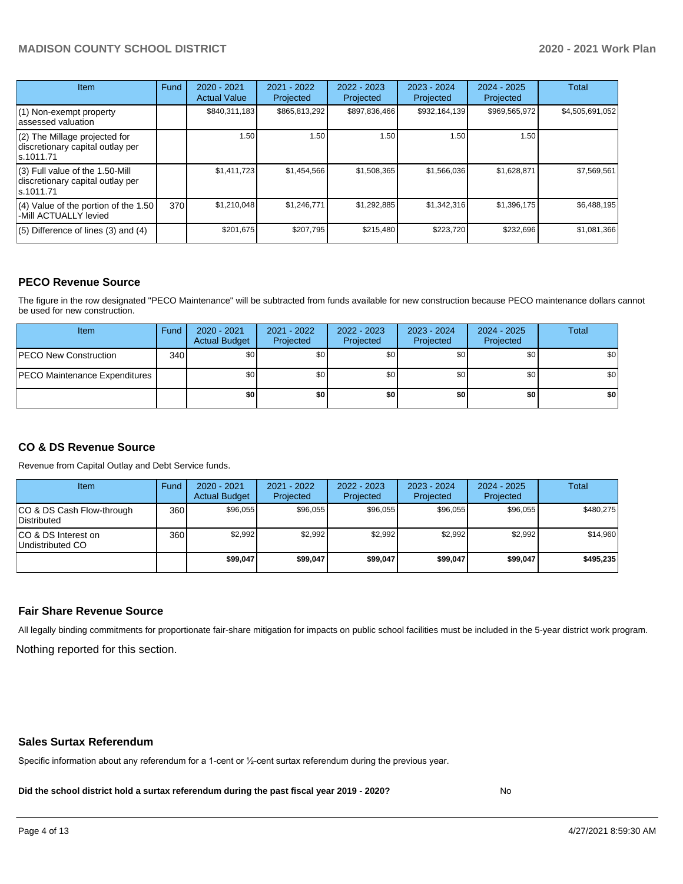| Item | Fund | 2020 - 2021 Actual Value | 2021 - 2022 Projected | 2022 - 2023 Projected | 2023 - 2024 Projected | 2024 - 2025 Projected | Total |
|---|---|---|---|---|---|---|---|
| (1) Non-exempt property assessed valuation | | $840,311,183 | $865,813,292 | $897,836,466 | $932,164,139 | $969,565,972 | $4,505,691,052 |
| (2) The Millage projected for discretionary capital outlay per s.1011.71 | | 1.50 | 1.50 | 1.50 | 1.50 | 1.50 | |
| (3) Full value of the 1.50-Mill discretionary capital outlay per s.1011.71 | | $1,411,723 | $1,454,566 | $1,508,365 | $1,566,036 | $1,628,871 | $7,569,561 |
| (4) Value of the portion of the 1.50 -Mill ACTUALLY levied | 370 | $1,210,048 | $1,246,771 | $1,292,885 | $1,342,316 | $1,396,175 | $6,488,195 |
| (5) Difference of lines (3) and (4) | | $201,675 | $207,795 | $215,480 | $223,720 | $232,696 | $1,081,366 |

## PECO Revenue Source

The figure in the row designated "PECO Maintenance" will be subtracted from funds available for new construction because PECO maintenance dollars cannot be used for new construction.

| Item | Fund | 2020 - 2021 Actual Budget | 2021 - 2022 Projected | 2022 - 2023 Projected | 2023 - 2024 Projected | 2024 - 2025 Projected | Total |
|---|---|---|---|---|---|---|---|
| PECO New Construction | 340 | $0 | $0 | $0 | $0 | $0 | $0 |
| PECO Maintenance Expenditures | | $0 | $0 | $0 | $0 | $0 | $0 |
| | | **$0** | **$0** | **$0** | **$0** | **$0** | **$0** |

## CO & DS Revenue Source

Revenue from Capital Outlay and Debt Service funds.

| Item | Fund | 2020 - 2021 Actual Budget | 2021 - 2022 Projected | 2022 - 2023 Projected | 2023 - 2024 Projected | 2024 - 2025 Projected | Total |
|---|---|---|---|---|---|---|---|
| CO & DS Cash Flow-through Distributed | 360 | $96,055 | $96,055 | $96,055 | $96,055 | $96,055 | $480,275 |
| CO & DS Interest on Undistributed CO | 360 | $2,992 | $2,992 | $2,992 | $2,992 | $2,992 | $14,960 |
| | | **$99,047** | **$99,047** | **$99,047** | **$99,047** | **$99,047** | **$495,235** |

## Fair Share Revenue Source

All legally binding commitments for proportionate fair-share mitigation for impacts on public school facilities must be included in the 5-year district work program.

Nothing reported for this section.

## Sales Surtax Referendum

Specific information about any referendum for a 1-cent or ½-cent surtax referendum during the previous year.

**Did the school district hold a surtax referendum during the past fiscal year 2019 - 2020?** No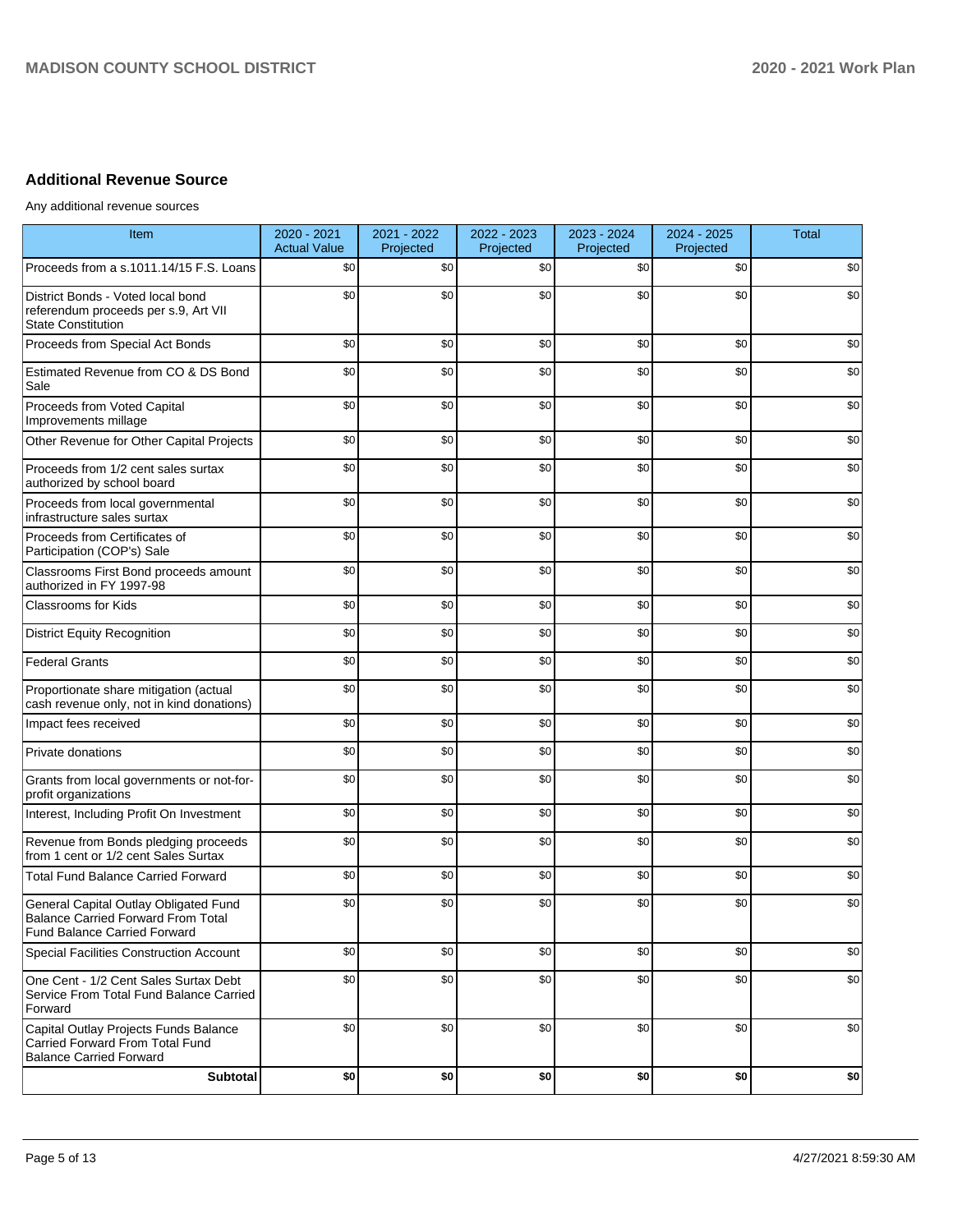## Additional Revenue Source

Any additional revenue sources

| Item | 2020 - 2021 Actual Value | 2021 - 2022 Projected | 2022 - 2023 Projected | 2023 - 2024 Projected | 2024 - 2025 Projected | Total |
|---|---|---|---|---|---|---|
| Proceeds from a s.1011.14/15 F.S. Loans | $0 | $0 | $0 | $0 | $0 | $0 |
| District Bonds - Voted local bond referendum proceeds per s.9, Art VII State Constitution | $0 | $0 | $0 | $0 | $0 | $0 |
| Proceeds from Special Act Bonds | $0 | $0 | $0 | $0 | $0 | $0 |
| Estimated Revenue from CO & DS Bond Sale | $0 | $0 | $0 | $0 | $0 | $0 |
| Proceeds from Voted Capital Improvements millage | $0 | $0 | $0 | $0 | $0 | $0 |
| Other Revenue for Other Capital Projects | $0 | $0 | $0 | $0 | $0 | $0 |
| Proceeds from 1/2 cent sales surtax authorized by school board | $0 | $0 | $0 | $0 | $0 | $0 |
| Proceeds from local governmental infrastructure sales surtax | $0 | $0 | $0 | $0 | $0 | $0 |
| Proceeds from Certificates of Participation (COP's) Sale | $0 | $0 | $0 | $0 | $0 | $0 |
| Classrooms First Bond proceeds amount authorized in FY 1997-98 | $0 | $0 | $0 | $0 | $0 | $0 |
| Classrooms for Kids | $0 | $0 | $0 | $0 | $0 | $0 |
| District Equity Recognition | $0 | $0 | $0 | $0 | $0 | $0 |
| Federal Grants | $0 | $0 | $0 | $0 | $0 | $0 |
| Proportionate share mitigation (actual cash revenue only, not in kind donations) | $0 | $0 | $0 | $0 | $0 | $0 |
| Impact fees received | $0 | $0 | $0 | $0 | $0 | $0 |
| Private donations | $0 | $0 | $0 | $0 | $0 | $0 |
| Grants from local governments or not-for-profit organizations | $0 | $0 | $0 | $0 | $0 | $0 |
| Interest, Including Profit On Investment | $0 | $0 | $0 | $0 | $0 | $0 |
| Revenue from Bonds pledging proceeds from 1 cent or 1/2 cent Sales Surtax | $0 | $0 | $0 | $0 | $0 | $0 |
| Total Fund Balance Carried Forward | $0 | $0 | $0 | $0 | $0 | $0 |
| General Capital Outlay Obligated Fund Balance Carried Forward From Total Fund Balance Carried Forward | $0 | $0 | $0 | $0 | $0 | $0 |
| Special Facilities Construction Account | $0 | $0 | $0 | $0 | $0 | $0 |
| One Cent - 1/2 Cent Sales Surtax Debt Service From Total Fund Balance Carried Forward | $0 | $0 | $0 | $0 | $0 | $0 |
| Capital Outlay Projects Funds Balance Carried Forward From Total Fund Balance Carried Forward | $0 | $0 | $0 | $0 | $0 | $0 |
| **Subtotal** | **$0** | **$0** | **$0** | **$0** | **$0** | **$0** |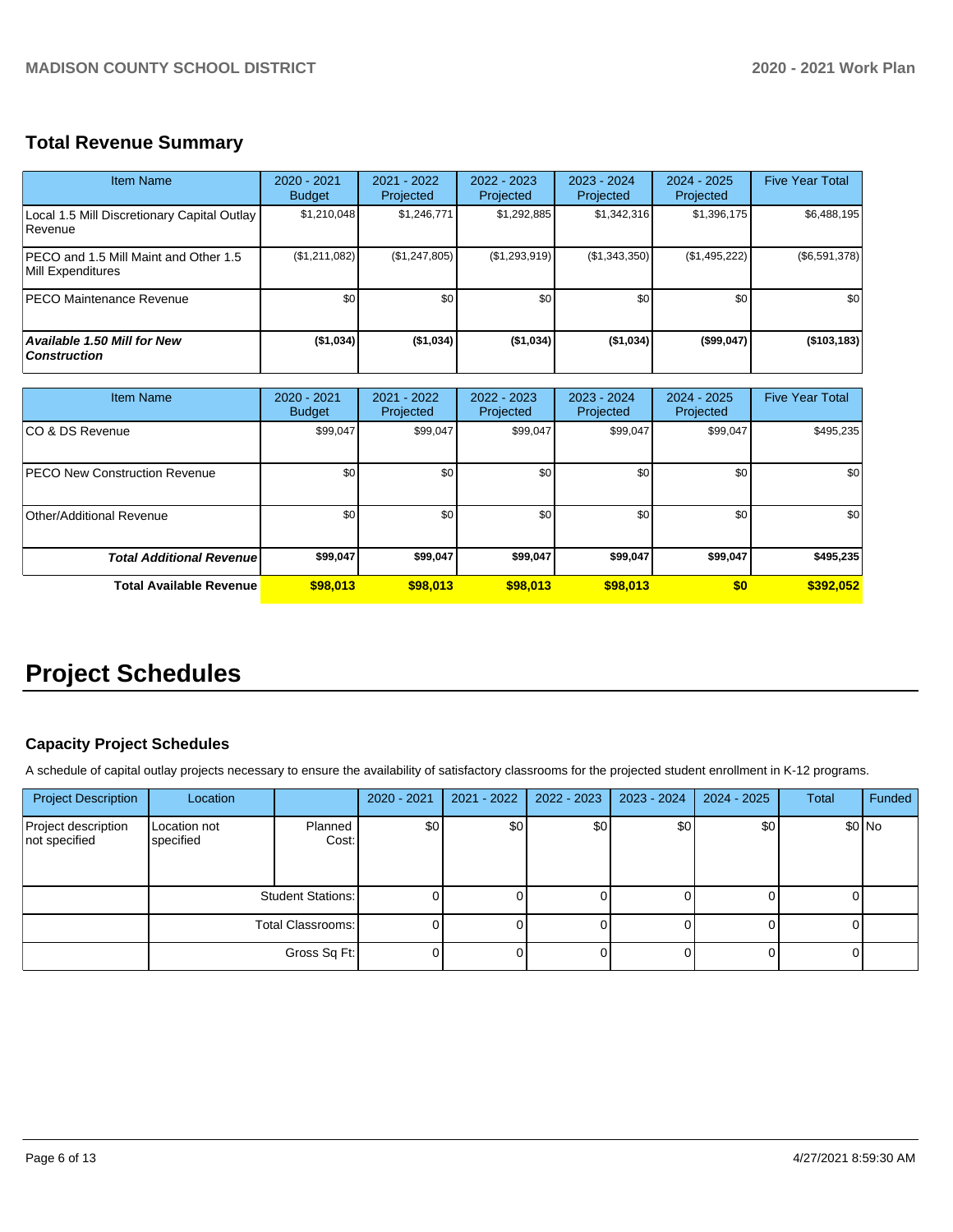## Total Revenue Summary

| Item Name | 2020 - 2021 Budget | 2021 - 2022 Projected | 2022 - 2023 Projected | 2023 - 2024 Projected | 2024 - 2025 Projected | Five Year Total |
|---|---|---|---|---|---|---|
| Local 1.5 Mill Discretionary Capital Outlay Revenue | $1,210,048 | $1,246,771 | $1,292,885 | $1,342,316 | $1,396,175 | $6,488,195 |
| PECO and 1.5 Mill Maint and Other 1.5 Mill Expenditures | ($1,211,082) | ($1,247,805) | ($1,293,919) | ($1,343,350) | ($1,495,222) | ($6,591,378) |
| PECO Maintenance Revenue | $0 | $0 | $0 | $0 | $0 | $0 |
| ***Available 1.50 Mill for New Construction*** | **($1,034)** | **($1,034)** | **($1,034)** | **($1,034)** | **($99,047)** | **($103,183)** |

| Item Name | 2020 - 2021 Budget | 2021 - 2022 Projected | 2022 - 2023 Projected | 2023 - 2024 Projected | 2024 - 2025 Projected | Five Year Total |
|---|---|---|---|---|---|---|
| CO & DS Revenue | $99,047 | $99,047 | $99,047 | $99,047 | $99,047 | $495,235 |
| PECO New Construction Revenue | $0 | $0 | $0 | $0 | $0 | $0 |
| Other/Additional Revenue | $0 | $0 | $0 | $0 | $0 | $0 |
| ***Total Additional Revenue*** | **$99,047** | **$99,047** | **$99,047** | **$99,047** | **$99,047** | **$495,235** |
| **Total Available Revenue** | **$98,013** | **$98,013** | **$98,013** | **$98,013** | **$0** | **$392,052** |

# Project Schedules

### Capacity Project Schedules

A schedule of capital outlay projects necessary to ensure the availability of satisfactory classrooms for the projected student enrollment in K-12 programs.

| Project Description | Location | | 2020 - 2021 | 2021 - 2022 | 2022 - 2023 | 2023 - 2024 | 2024 - 2025 | Total | Funded |
|---|---|---|---|---|---|---|---|---|---|
| Project description not specified | Location not specified | Planned Cost: | $0 | $0 | $0 | $0 | $0 | $0 | No |
| | | Student Stations: | 0 | 0 | 0 | 0 | 0 | 0 | |
| | | Total Classrooms: | 0 | 0 | 0 | 0 | 0 | 0 | |
| | | Gross Sq Ft: | 0 | 0 | 0 | 0 | 0 | 0 | |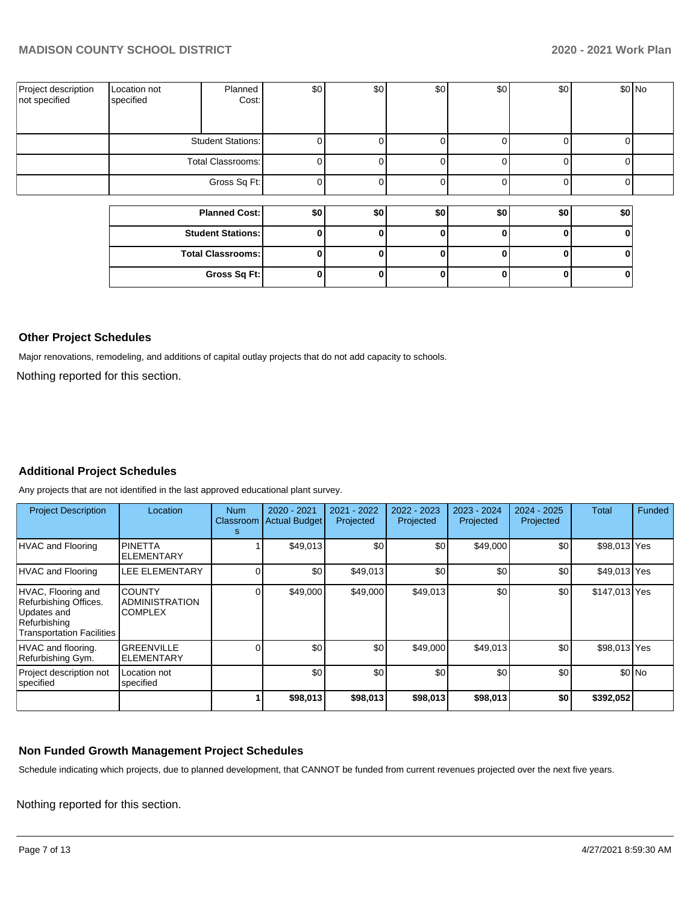| | | | | | | | | | | |
|---|---|---|---|---|---|---|---|---|---|---|
| Project description not specified | Location not specified | Planned Cost: | $0 | $0 | $0 | $0 | $0 | $0 | No |
| | Student Stations: | | 0 | 0 | 0 | 0 | 0 | 0 | |
| | Total Classrooms: | | 0 | 0 | 0 | 0 | 0 | 0 | |
| | Gross Sq Ft: | | 0 | 0 | 0 | 0 | 0 | 0 | |

| | | | | | | |
|---|---|---|---|---|---|---|
| **Planned Cost:** | **$0** | **$0** | **$0** | **$0** | **$0** | **$0** |
| **Student Stations:** | **0** | **0** | **0** | **0** | **0** | **0** |
| **Total Classrooms:** | **0** | **0** | **0** | **0** | **0** | **0** |
| **Gross Sq Ft:** | **0** | **0** | **0** | **0** | **0** | **0** |

### Other Project Schedules

Major renovations, remodeling, and additions of capital outlay projects that do not add capacity to schools.

Nothing reported for this section.

### Additional Project Schedules

Any projects that are not identified in the last approved educational plant survey.

| Project Description | Location | Num Classrooms | 2020 - 2021 Actual Budget | 2021 - 2022 Projected | 2022 - 2023 Projected | 2023 - 2024 Projected | 2024 - 2025 Projected | Total | Funded |
|---|---|---|---|---|---|---|---|---|---|
| HVAC and Flooring | PINETTA ELEMENTARY | 1 | $49,013 | $0 | $0 | $49,000 | $0 | $98,013 | Yes |
| HVAC and Flooring | LEE ELEMENTARY | 0 | $0 | $49,013 | $0 | $0 | $0 | $49,013 | Yes |
| HVAC, Flooring and Refurbishing Offices. Updates and Refurbishing Transportation Facilities | COUNTY ADMINISTRATION COMPLEX | 0 | $49,000 | $49,000 | $49,013 | $0 | $0 | $147,013 | Yes |
| HVAC and flooring. Refurbishing Gym. | GREENVILLE ELEMENTARY | 0 | $0 | $0 | $49,000 | $49,013 | $0 | $98,013 | Yes |
| Project description not specified | Location not specified | | $0 | $0 | $0 | $0 | $0 | $0 | No |
| | | **1** | **$98,013** | **$98,013** | **$98,013** | **$98,013** | **$0** | **$392,052** | |

### Non Funded Growth Management Project Schedules

Schedule indicating which projects, due to planned development, that CANNOT be funded from current revenues projected over the next five years.

Nothing reported for this section.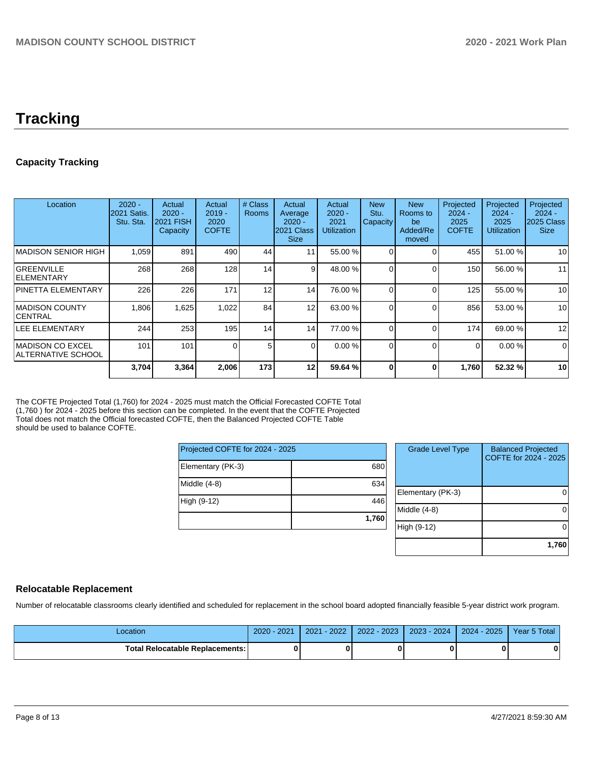# Tracking

## Capacity Tracking

| Location | 2020 - 2021 Satis. Stu. Sta. | Actual 2020 - 2021 FISH Capacity | Actual 2019 - 2020 COFTE | # Class Rooms | Actual Average 2020 - 2021 Class Size | Actual 2020 - 2021 Utilization | New Stu. Capacity | New Rooms to be Added/Re moved | Projected 2024 - 2025 COFTE | Projected 2024 - 2025 Utilization | Projected 2024 - 2025 Class Size |
|---|---|---|---|---|---|---|---|---|---|---|---|
| MADISON SENIOR HIGH | 1,059 | 891 | 490 | 44 | 11 | 55.00 % | 0 | 0 | 455 | 51.00 % | 10 |
| GREENVILLE ELEMENTARY | 268 | 268 | 128 | 14 | 9 | 48.00 % | 0 | 0 | 150 | 56.00 % | 11 |
| PINETTA ELEMENTARY | 226 | 226 | 171 | 12 | 14 | 76.00 % | 0 | 0 | 125 | 55.00 % | 10 |
| MADISON COUNTY CENTRAL | 1,806 | 1,625 | 1,022 | 84 | 12 | 63.00 % | 0 | 0 | 856 | 53.00 % | 10 |
| LEE ELEMENTARY | 244 | 253 | 195 | 14 | 14 | 77.00 % | 0 | 0 | 174 | 69.00 % | 12 |
| MADISON CO EXCEL ALTERNATIVE SCHOOL | 101 | 101 | 0 | 5 | 0 | 0.00 % | 0 | 0 | 0 | 0.00 % | 0 |
| | **3,704** | **3,364** | **2,006** | **173** | **12** | **59.64 %** | **0** | **0** | **1,760** | **52.32 %** | **10** |

The COFTE Projected Total (1,760) for 2024 - 2025 must match the Official Forecasted COFTE Total (1,760 ) for 2024 - 2025 before this section can be completed. In the event that the COFTE Projected Total does not match the Official forecasted COFTE, then the Balanced Projected COFTE Table should be used to balance COFTE.

| Projected COFTE for 2024 - 2025 | |
|---|---|
| Elementary (PK-3) | 680 |
| Middle (4-8) | 634 |
| High (9-12) | 446 |
| | **1,760** |

| Grade Level Type | Balanced Projected COFTE for 2024 - 2025 |
|---|---|
| Elementary (PK-3) | 0 |
| Middle (4-8) | 0 |
| High (9-12) | 0 |
| | **1,760** |

## Relocatable Replacement

Number of relocatable classrooms clearly identified and scheduled for replacement in the school board adopted financially feasible 5-year district work program.

| Location | 2020 - 2021 | 2021 - 2022 | 2022 - 2023 | 2023 - 2024 | 2024 - 2025 | Year 5 Total |
|---|---|---|---|---|---|---|
| **Total Relocatable Replacements:** | **0** | **0** | **0** | **0** | **0** | **0** |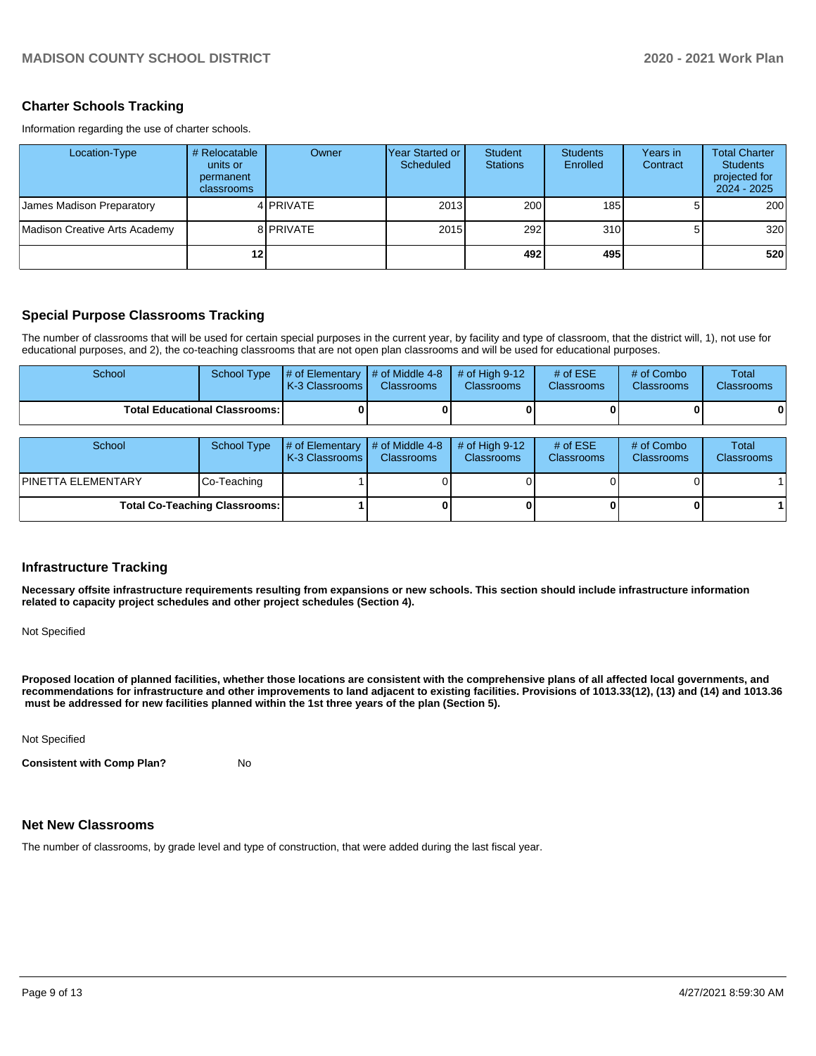## Charter Schools Tracking

Information regarding the use of charter schools.

| Location-Type | # Relocatable units or permanent classrooms | Owner | Year Started or Scheduled | Student Stations | Students Enrolled | Years in Contract | Total Charter Students projected for 2024 - 2025 |
|---|---|---|---|---|---|---|---|
| James Madison Preparatory | 4 | PRIVATE | 2013 | 200 | 185 | 5 | 200 |
| Madison Creative Arts Academy | 8 | PRIVATE | 2015 | 292 | 310 | 5 | 320 |
| | **12** | | | **492** | **495** | | **520** |

## Special Purpose Classrooms Tracking

The number of classrooms that will be used for certain special purposes in the current year, by facility and type of classroom, that the district will, 1), not use for educational purposes, and 2), the co-teaching classrooms that are not open plan classrooms and will be used for educational purposes.

| School | School Type | # of Elementary K-3 Classrooms | # of Middle 4-8 Classrooms | # of High 9-12 Classrooms | # of ESE Classrooms | # of Combo Classrooms | Total Classrooms |
|---|---|---|---|---|---|---|---|
| **Total Educational Classrooms:** | | **0** | **0** | **0** | **0** | **0** | **0** |

| School | School Type | # of Elementary K-3 Classrooms | # of Middle 4-8 Classrooms | # of High 9-12 Classrooms | # of ESE Classrooms | # of Combo Classrooms | Total Classrooms |
|---|---|---|---|---|---|---|---|
| PINETTA ELEMENTARY | Co-Teaching | 1 | 0 | 0 | 0 | 0 | 1 |
| **Total Co-Teaching Classrooms:** | | **1** | **0** | **0** | **0** | **0** | **1** |

## Infrastructure Tracking

**Necessary offsite infrastructure requirements resulting from expansions or new schools. This section should include infrastructure information related to capacity project schedules and other project schedules (Section 4).**

Not Specified

**Proposed location of planned facilities, whether those locations are consistent with the comprehensive plans of all affected local governments, and recommendations for infrastructure and other improvements to land adjacent to existing facilities. Provisions of 1013.33(12), (13) and (14) and 1013.36 must be addressed for new facilities planned within the 1st three years of the plan (Section 5).**

Not Specified

**Consistent with Comp Plan?** No

## Net New Classrooms

The number of classrooms, by grade level and type of construction, that were added during the last fiscal year.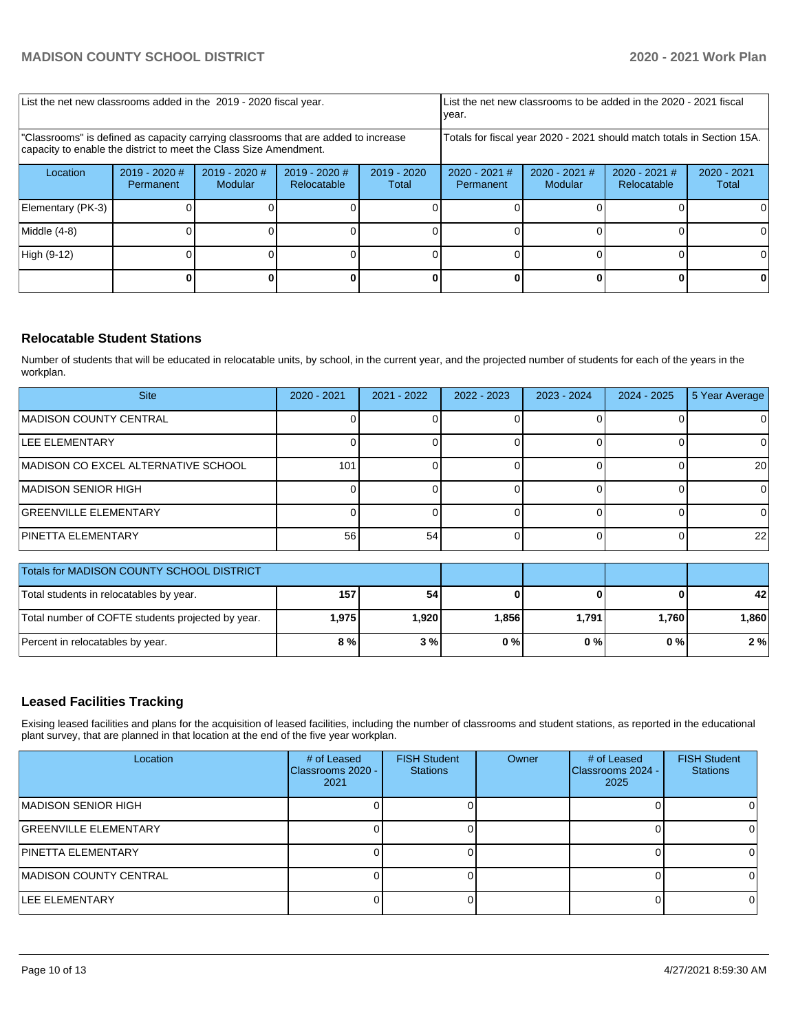| List the net new classrooms added in the 2019 - 2020 fiscal year. | | | | | List the net new classrooms to be added in the 2020 - 2021 fiscal year. | | | |
|---|---|---|---|---|---|---|---|---|
| "Classrooms" is defined as capacity carrying classrooms that are added to increase capacity to enable the district to meet the Class Size Amendment. | | | | | Totals for fiscal year 2020 - 2021 should match totals in Section 15A. | | | |
| Location | 2019 - 2020 # Permanent | 2019 - 2020 # Modular | 2019 - 2020 # Relocatable | 2019 - 2020 Total | 2020 - 2021 # Permanent | 2020 - 2021 # Modular | 2020 - 2021 # Relocatable | 2020 - 2021 Total |
| Elementary (PK-3) | 0 | 0 | 0 | 0 | 0 | 0 | 0 | 0 |
| Middle (4-8) | 0 | 0 | 0 | 0 | 0 | 0 | 0 | 0 |
| High (9-12) | 0 | 0 | 0 | 0 | 0 | 0 | 0 | 0 |
| | **0** | **0** | **0** | **0** | **0** | **0** | **0** | **0** |

## Relocatable Student Stations

Number of students that will be educated in relocatable units, by school, in the current year, and the projected number of students for each of the years in the workplan.

| Site | 2020 - 2021 | 2021 - 2022 | 2022 - 2023 | 2023 - 2024 | 2024 - 2025 | 5 Year Average |
|---|---|---|---|---|---|---|
| MADISON COUNTY CENTRAL | 0 | 0 | 0 | 0 | 0 | 0 |
| LEE ELEMENTARY | 0 | 0 | 0 | 0 | 0 | 0 |
| MADISON CO EXCEL ALTERNATIVE SCHOOL | 101 | 0 | 0 | 0 | 0 | 20 |
| MADISON SENIOR HIGH | 0 | 0 | 0 | 0 | 0 | 0 |
| GREENVILLE ELEMENTARY | 0 | 0 | 0 | 0 | 0 | 0 |
| PINETTA ELEMENTARY | 56 | 54 | 0 | 0 | 0 | 22 |

| Totals for MADISON COUNTY SCHOOL DISTRICT | | | | | | |
|---|---|---|---|---|---|---|
| Total students in relocatables by year. | **157** | **54** | **0** | **0** | **0** | **42** |
| Total number of COFTE students projected by year. | **1,975** | **1,920** | **1,856** | **1,791** | **1,760** | **1,860** |
| Percent in relocatables by year. | **8 %** | **3 %** | **0 %** | **0 %** | **0 %** | **2 %** |

## Leased Facilities Tracking

Exising leased facilities and plans for the acquisition of leased facilities, including the number of classrooms and student stations, as reported in the educational plant survey, that are planned in that location at the end of the five year workplan.

| Location | # of Leased Classrooms 2020 - 2021 | FISH Student Stations | Owner | # of Leased Classrooms 2024 - 2025 | FISH Student Stations |
|---|---|---|---|---|---|
| MADISON SENIOR HIGH | 0 | 0 | | 0 | 0 |
| GREENVILLE ELEMENTARY | 0 | 0 | | 0 | 0 |
| PINETTA ELEMENTARY | 0 | 0 | | 0 | 0 |
| MADISON COUNTY CENTRAL | 0 | 0 | | 0 | 0 |
| LEE ELEMENTARY | 0 | 0 | | 0 | 0 |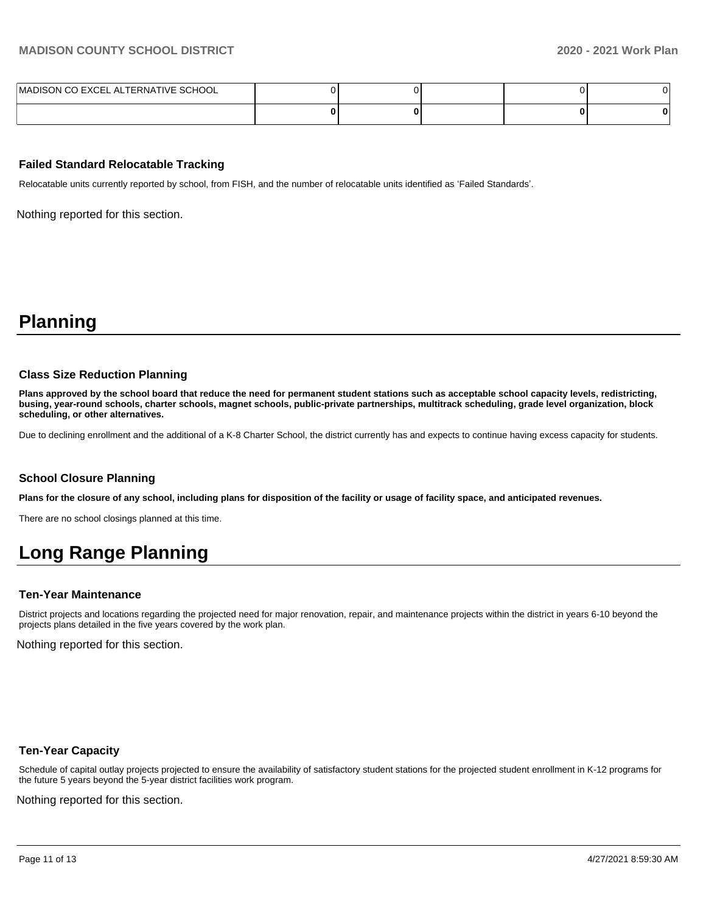| | | | | | |
|---|---|---|---|---|---|
| MADISON CO EXCEL ALTERNATIVE SCHOOL | 0 | 0 | | 0 | 0 |
| | **0** | **0** | | **0** | **0** |

### Failed Standard Relocatable Tracking

Relocatable units currently reported by school, from FISH, and the number of relocatable units identified as 'Failed Standards'.

Nothing reported for this section.

# Planning

### Class Size Reduction Planning

**Plans approved by the school board that reduce the need for permanent student stations such as acceptable school capacity levels, redistricting, busing, year-round schools, charter schools, magnet schools, public-private partnerships, multitrack scheduling, grade level organization, block scheduling, or other alternatives.**

Due to declining enrollment and the additional of a K-8 Charter School, the district currently has and expects to continue having excess capacity for students.

### School Closure Planning

**Plans for the closure of any school, including plans for disposition of the facility or usage of facility space, and anticipated revenues.**

There are no school closings planned at this time.

# Long Range Planning

### Ten-Year Maintenance

District projects and locations regarding the projected need for major renovation, repair, and maintenance projects within the district in years 6-10 beyond the projects plans detailed in the five years covered by the work plan.

Nothing reported for this section.

### Ten-Year Capacity

Schedule of capital outlay projects projected to ensure the availability of satisfactory student stations for the projected student enrollment in K-12 programs for the future 5 years beyond the 5-year district facilities work program.

Nothing reported for this section.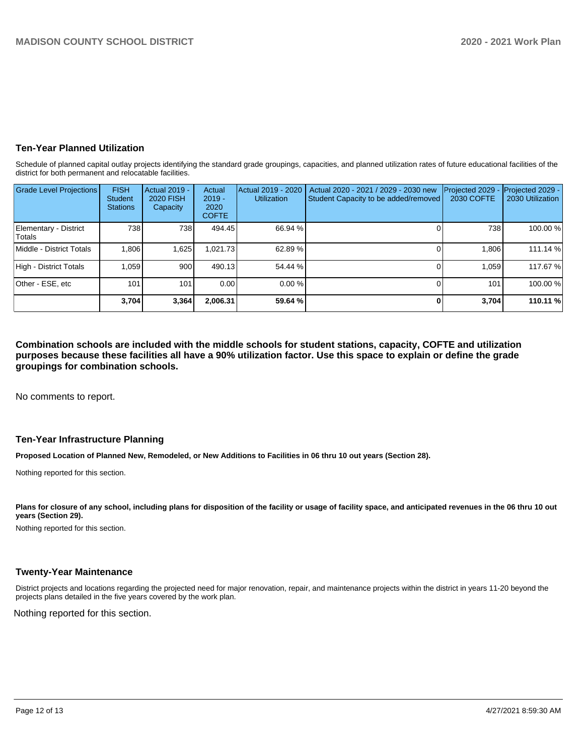### Ten-Year Planned Utilization

Schedule of planned capital outlay projects identifying the standard grade groupings, capacities, and planned utilization rates of future educational facilities of the district for both permanent and relocatable facilities.

| Grade Level Projections | FISH Student Stations | Actual 2019 - 2020 FISH Capacity | Actual 2019 - 2020 COFTE | Actual 2019 - 2020 Utilization | Actual 2020 - 2021 / 2029 - 2030 new Student Capacity to be added/removed | Projected 2029 - 2030 COFTE | Projected 2029 - 2030 Utilization |
|---|---|---|---|---|---|---|---|
| Elementary - District Totals | 738 | 738 | 494.45 | 66.94 % | 0 | 738 | 100.00 % |
| Middle - District Totals | 1,806 | 1,625 | 1,021.73 | 62.89 % | 0 | 1,806 | 111.14 % |
| High - District Totals | 1,059 | 900 | 490.13 | 54.44 % | 0 | 1,059 | 117.67 % |
| Other - ESE, etc | 101 | 101 | 0.00 | 0.00 % | 0 | 101 | 100.00 % |
| | **3,704** | **3,364** | **2,006.31** | **59.64 %** | **0** | **3,704** | **110.11 %** |

**Combination schools are included with the middle schools for student stations, capacity, COFTE and utilization purposes because these facilities all have a 90% utilization factor. Use this space to explain or define the grade groupings for combination schools.**

No comments to report.

### Ten-Year Infrastructure Planning

**Proposed Location of Planned New, Remodeled, or New Additions to Facilities in 06 thru 10 out years (Section 28).**

Nothing reported for this section.

**Plans for closure of any school, including plans for disposition of the facility or usage of facility space, and anticipated revenues in the 06 thru 10 out years (Section 29).**

Nothing reported for this section.

### Twenty-Year Maintenance

District projects and locations regarding the projected need for major renovation, repair, and maintenance projects within the district in years 11-20 beyond the projects plans detailed in the five years covered by the work plan.

Nothing reported for this section.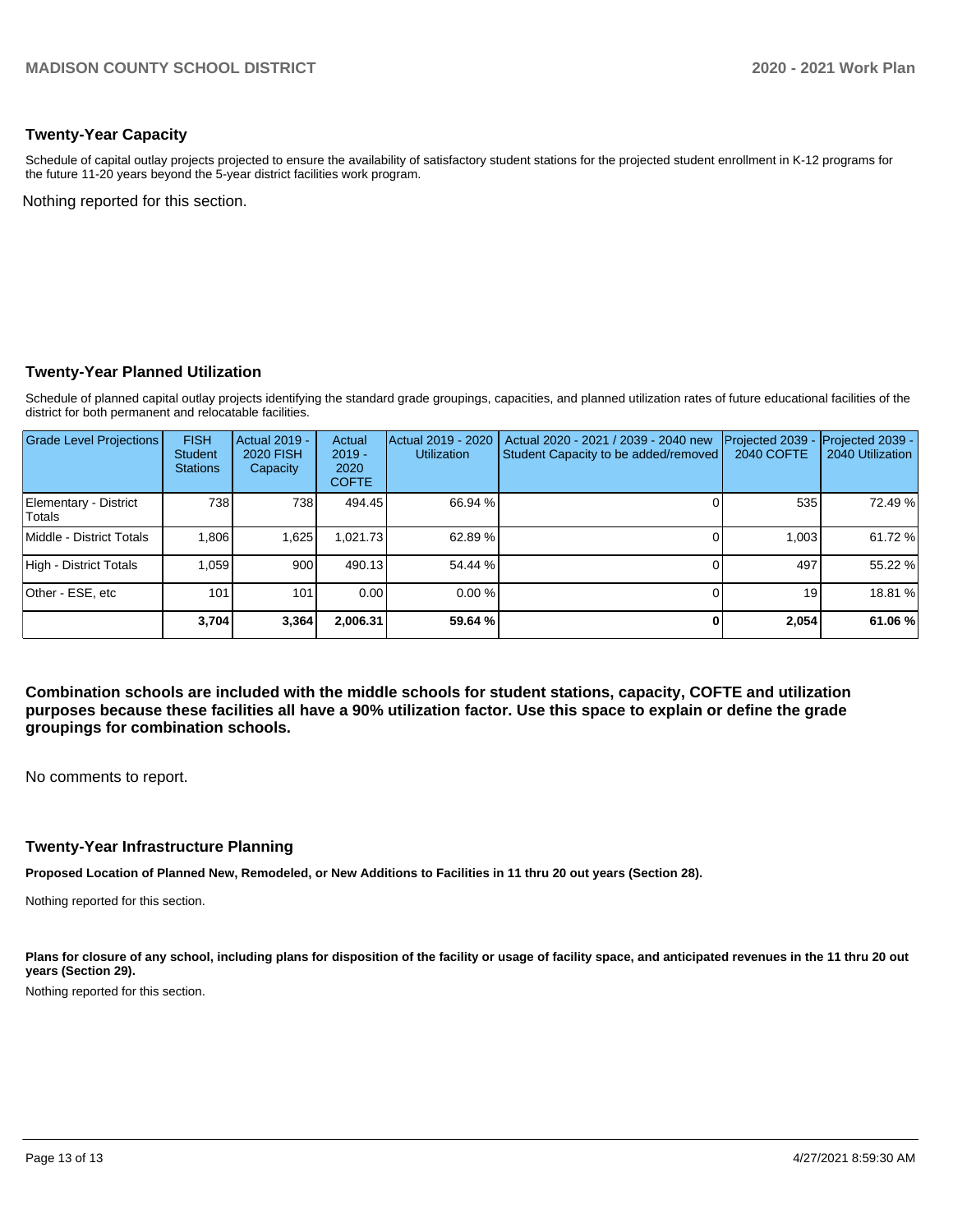## Twenty-Year Capacity

Schedule of capital outlay projects projected to ensure the availability of satisfactory student stations for the projected student enrollment in K-12 programs for the future 11-20 years beyond the 5-year district facilities work program.

Nothing reported for this section.

## Twenty-Year Planned Utilization

Schedule of planned capital outlay projects identifying the standard grade groupings, capacities, and planned utilization rates of future educational facilities of the district for both permanent and relocatable facilities.

| Grade Level Projections | FISH Student Stations | Actual 2019 - 2020 FISH Capacity | Actual 2019 - 2020 COFTE | Actual 2019 - 2020 Utilization | Actual 2020 - 2021 / 2039 - 2040 new Student Capacity to be added/removed | Projected 2039 - 2040 COFTE | Projected 2039 - 2040 Utilization |
|---|---|---|---|---|---|---|---|
| Elementary - District Totals | 738 | 738 | 494.45 | 66.94 % | 0 | 535 | 72.49 % |
| Middle - District Totals | 1,806 | 1,625 | 1,021.73 | 62.89 % | 0 | 1,003 | 61.72 % |
| High - District Totals | 1,059 | 900 | 490.13 | 54.44 % | 0 | 497 | 55.22 % |
| Other - ESE, etc | 101 | 101 | 0.00 | 0.00 % | 0 | 19 | 18.81 % |
| | **3,704** | **3,364** | **2,006.31** | **59.64 %** | **0** | **2,054** | **61.06 %** |

**Combination schools are included with the middle schools for student stations, capacity, COFTE and utilization purposes because these facilities all have a 90% utilization factor. Use this space to explain or define the grade groupings for combination schools.**

No comments to report.

## Twenty-Year Infrastructure Planning

**Proposed Location of Planned New, Remodeled, or New Additions to Facilities in 11 thru 20 out years (Section 28).**

Nothing reported for this section.

**Plans for closure of any school, including plans for disposition of the facility or usage of facility space, and anticipated revenues in the 11 thru 20 out years (Section 29).**

Nothing reported for this section.